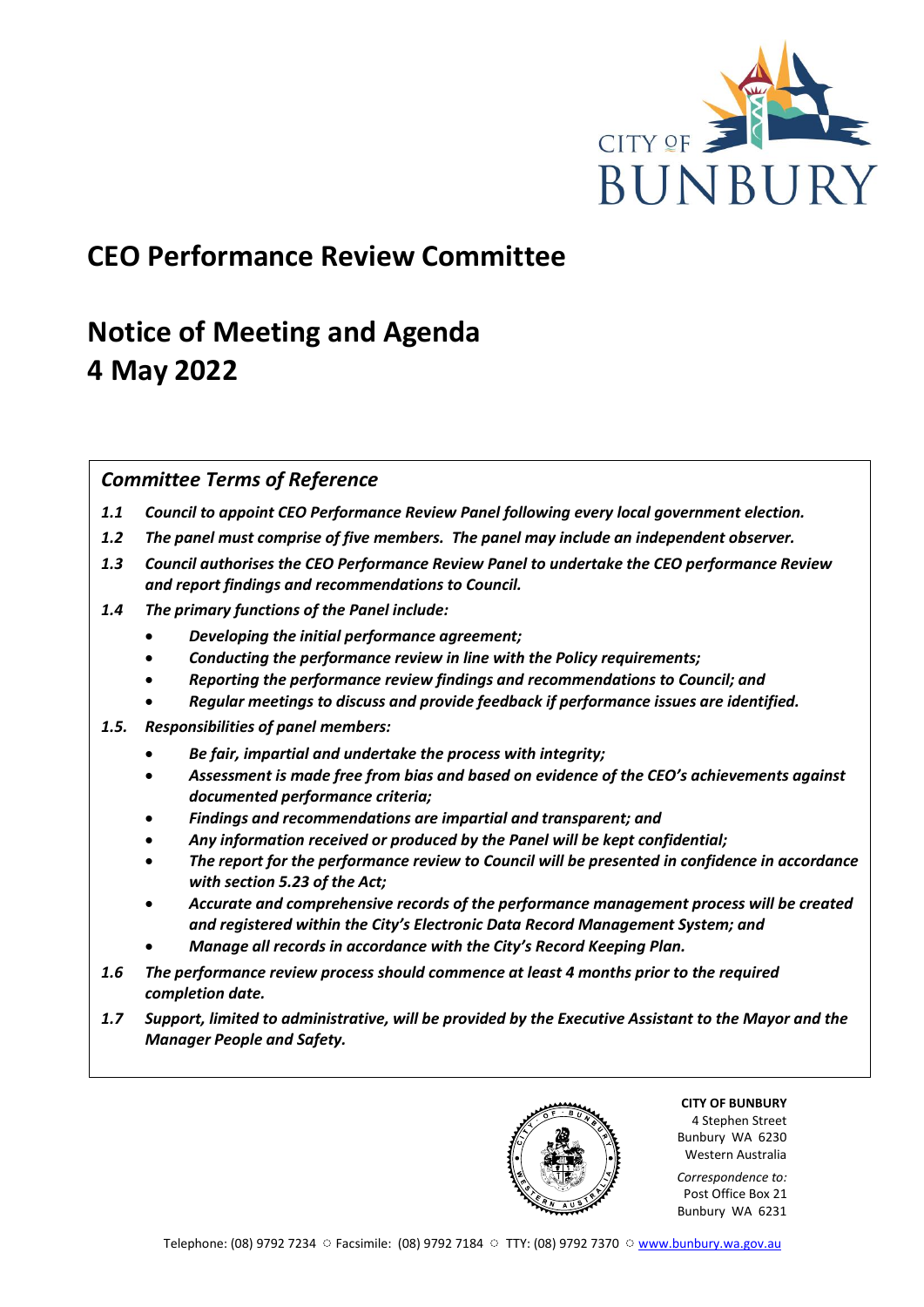CITY OF BUNBURY

# CEO Performance Review Committee

# Notice of Meeting and Agenda
# 4 May 2022

## *Committee Terms of Reference*

***1.1*** ***Council to appoint CEO Performance Review Panel following every local government election.***

***1.2*** ***The panel must comprise of five members. The panel may include an independent observer.***

***1.3*** ***Council authorises the CEO Performance Review Panel to undertake the CEO performance Review and report findings and recommendations to Council.***

***1.4*** ***The primary functions of the Panel include:***

- ***Developing the initial performance agreement;***
- ***Conducting the performance review in line with the Policy requirements;***
- ***Reporting the performance review findings and recommendations to Council; and***
- ***Regular meetings to discuss and provide feedback if performance issues are identified.***

***1.5.*** ***Responsibilities of panel members:***

- ***Be fair, impartial and undertake the process with integrity;***
- ***Assessment is made free from bias and based on evidence of the CEO's achievements against documented performance criteria;***
- ***Findings and recommendations are impartial and transparent; and***
- ***Any information received or produced by the Panel will be kept confidential;***
- ***The report for the performance review to Council will be presented in confidence in accordance with section 5.23 of the Act;***
- ***Accurate and comprehensive records of the performance management process will be created and registered within the City's Electronic Data Record Management System; and***
- ***Manage all records in accordance with the City's Record Keeping Plan.***

***1.6*** ***The performance review process should commence at least 4 months prior to the required completion date.***

***1.7*** ***Support, limited to administrative, will be provided by the Executive Assistant to the Mayor and the Manager People and Safety.***

**CITY OF BUNBURY**
4 Stephen Street
Bunbury WA 6230
Western Australia

*Correspondence to:*
Post Office Box 21
Bunbury WA 6231

Telephone: (08) 9792 7234 ☼ Facsimile: (08) 9792 7184 ☼ TTY: (08) 9792 7370 ☼ www.bunbury.wa.gov.au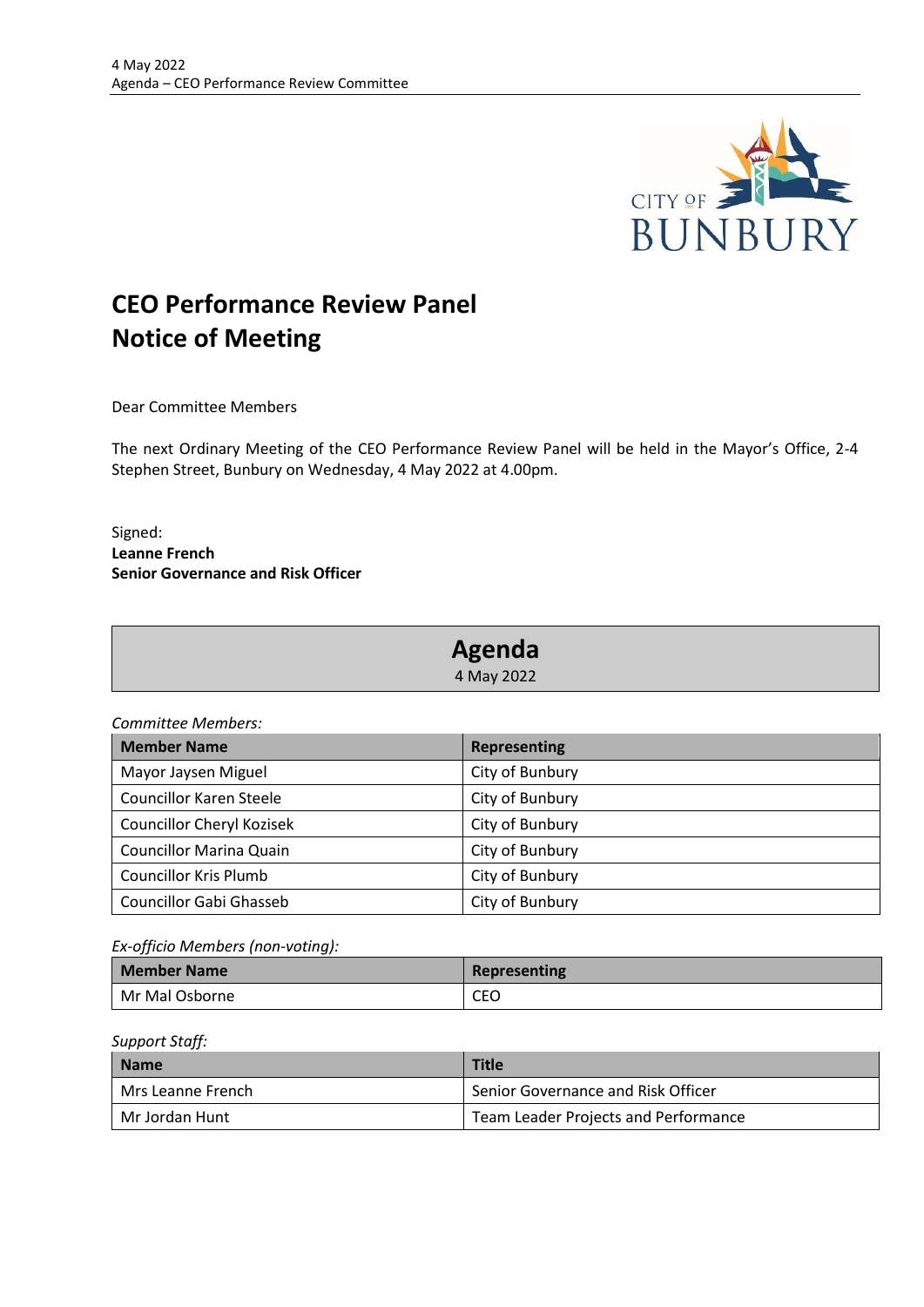# CEO Performance Review Panel
# Notice of Meeting

Dear Committee Members

The next Ordinary Meeting of the CEO Performance Review Panel will be held in the Mayor's Office, 2-4 Stephen Street, Bunbury on Wednesday, 4 May 2022 at 4.00pm.

Signed:
**Leanne French**
**Senior Governance and Risk Officer**

## Agenda
4 May 2022

*Committee Members:*

| Member Name | Representing |
|---|---|
| Mayor Jaysen Miguel | City of Bunbury |
| Councillor Karen Steele | City of Bunbury |
| Councillor Cheryl Kozisek | City of Bunbury |
| Councillor Marina Quain | City of Bunbury |
| Councillor Kris Plumb | City of Bunbury |
| Councillor Gabi Ghasseb | City of Bunbury |

*Ex-officio Members (non-voting):*

| Member Name | Representing |
|---|---|
| Mr Mal Osborne | CEO |

*Support Staff:*

| Name | Title |
|---|---|
| Mrs Leanne French | Senior Governance and Risk Officer |
| Mr Jordan Hunt | Team Leader Projects and Performance |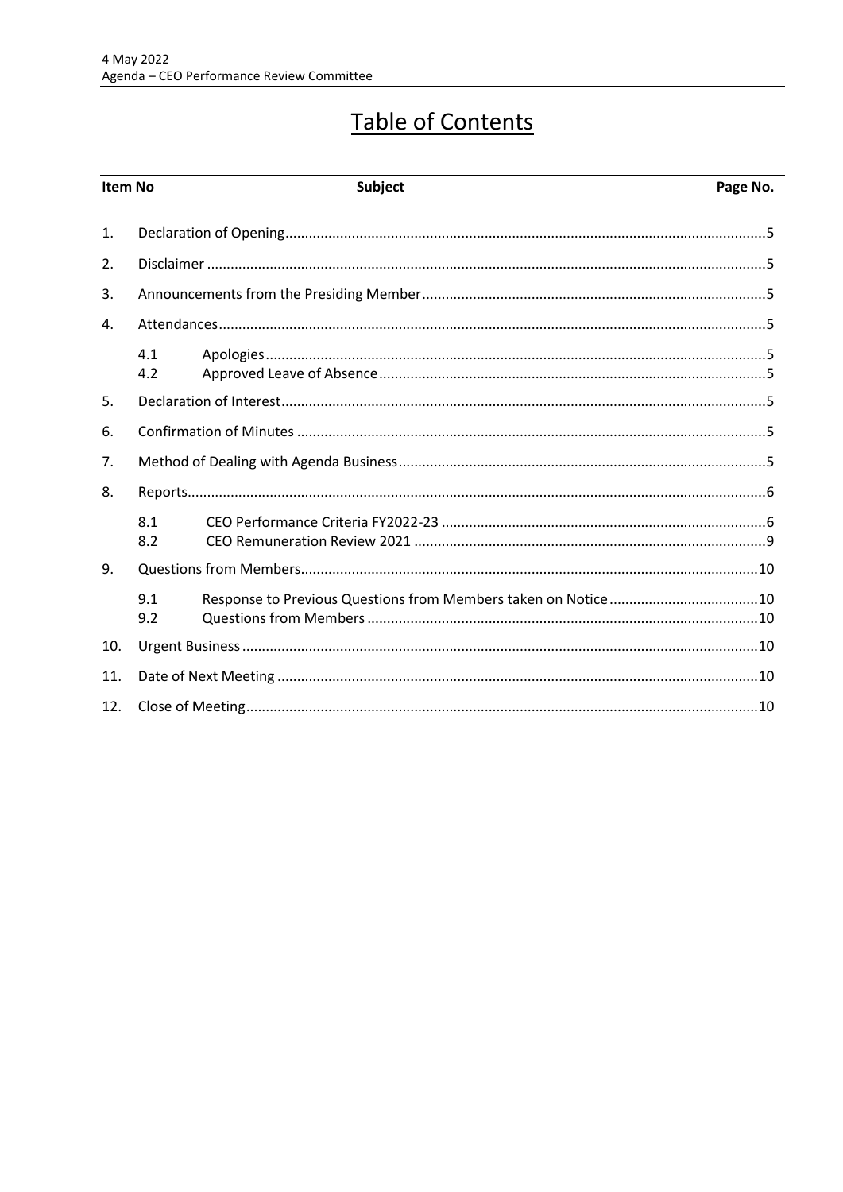# Table of Contents

| Item No | | Subject | Page No. |
|---|---|---|---|
| 1. | | Declaration of Opening | 5 |
| 2. | | Disclaimer | 5 |
| 3. | | Announcements from the Presiding Member | 5 |
| 4. | | Attendances | 5 |
| | 4.1 | Apologies | 5 |
| | 4.2 | Approved Leave of Absence | 5 |
| 5. | | Declaration of Interest | 5 |
| 6. | | Confirmation of Minutes | 5 |
| 7. | | Method of Dealing with Agenda Business | 5 |
| 8. | | Reports | 6 |
| | 8.1 | CEO Performance Criteria FY2022-23 | 6 |
| | 8.2 | CEO Remuneration Review 2021 | 9 |
| 9. | | Questions from Members | 10 |
| | 9.1 | Response to Previous Questions from Members taken on Notice | 10 |
| | 9.2 | Questions from Members | 10 |
| 10. | | Urgent Business | 10 |
| 11. | | Date of Next Meeting | 10 |
| 12. | | Close of Meeting | 10 |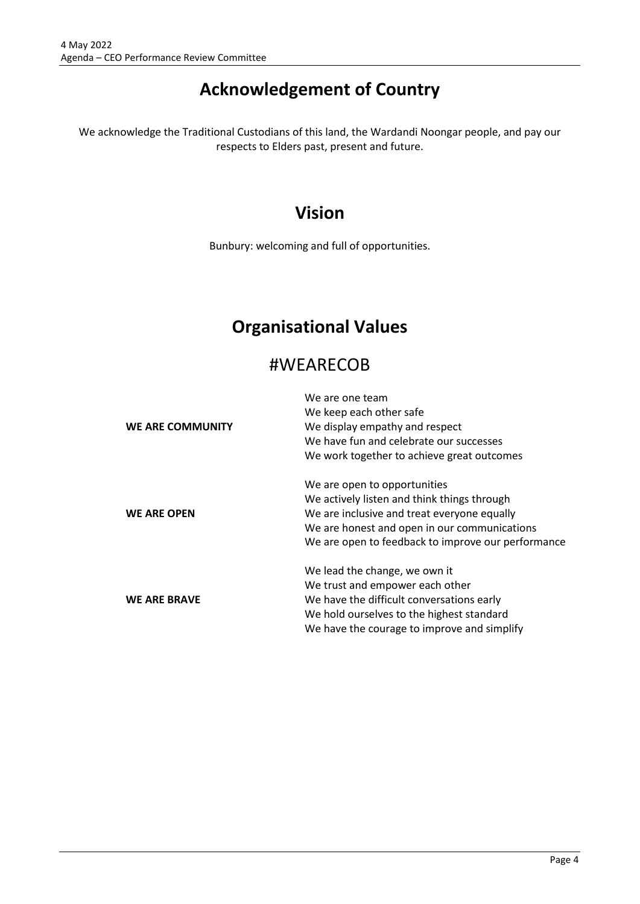# Acknowledgement of Country

We acknowledge the Traditional Custodians of this land, the Wardandi Noongar people, and pay our respects to Elders past, present and future.

# Vision

Bunbury: welcoming and full of opportunities.

# Organisational Values

## #WEARECOB

| | |
|---|---|
| **WE ARE COMMUNITY** | We are one team<br>We keep each other safe<br>We display empathy and respect<br>We have fun and celebrate our successes<br>We work together to achieve great outcomes |
| **WE ARE OPEN** | We are open to opportunities<br>We actively listen and think things through<br>We are inclusive and treat everyone equally<br>We are honest and open in our communications<br>We are open to feedback to improve our performance |
| **WE ARE BRAVE** | We lead the change, we own it<br>We trust and empower each other<br>We have the difficult conversations early<br>We hold ourselves to the highest standard<br>We have the courage to improve and simplify |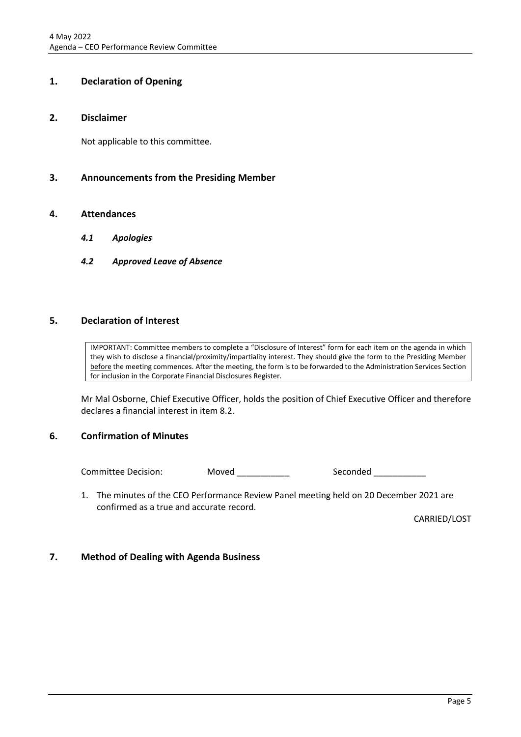## 1. Declaration of Opening

## 2. Disclaimer

Not applicable to this committee.

## 3. Announcements from the Presiding Member

## 4. Attendances

### *4.1 Apologies*

### *4.2 Approved Leave of Absence*

## 5. Declaration of Interest

> IMPORTANT: Committee members to complete a "Disclosure of Interest" form for each item on the agenda in which they wish to disclose a financial/proximity/impartiality interest. They should give the form to the Presiding Member before the meeting commences. After the meeting, the form is to be forwarded to the Administration Services Section for inclusion in the Corporate Financial Disclosures Register.

Mr Mal Osborne, Chief Executive Officer, holds the position of Chief Executive Officer and therefore declares a financial interest in item 8.2.

## 6. Confirmation of Minutes

Committee Decision: Moved ___________ Seconded ___________

1. The minutes of the CEO Performance Review Panel meeting held on 20 December 2021 are confirmed as a true and accurate record.

CARRIED/LOST

## 7. Method of Dealing with Agenda Business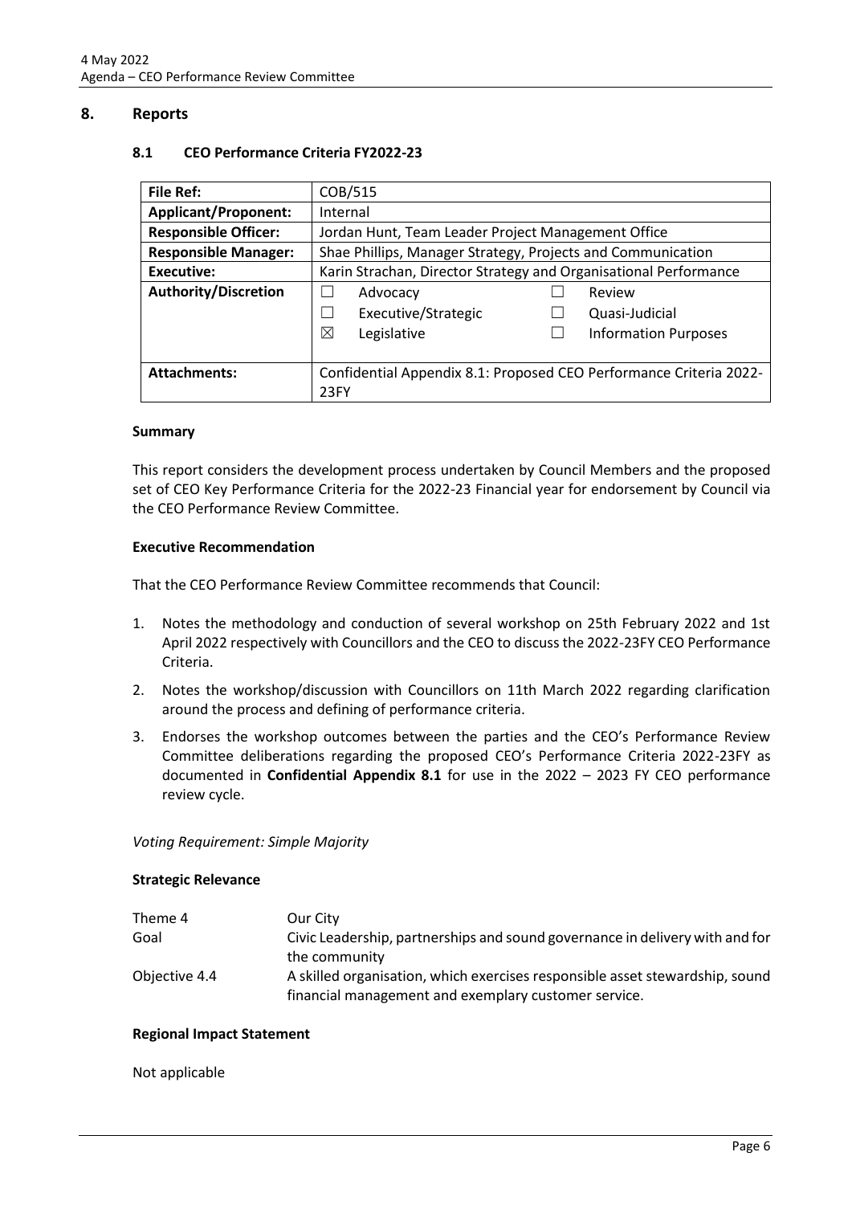## 8. Reports

### 8.1 CEO Performance Criteria FY2022-23

| File Ref: | COB/515 | | |
|---|---|---|---|
| Applicant/Proponent: | Internal | | |
| Responsible Officer: | Jordan Hunt, Team Leader Project Management Office | | |
| Responsible Manager: | Shae Phillips, Manager Strategy, Projects and Communication | | |
| Executive: | Karin Strachan, Director Strategy and Organisational Performance | | |
| Authority/Discretion | ☐ Advocacy<br>☐ Executive/Strategic<br>☒ Legislative | ☐ Review<br>☐ Quasi-Judicial<br>☐ Information Purposes | |
| Attachments: | Confidential Appendix 8.1: Proposed CEO Performance Criteria 2022-23FY | | |

**Summary**

This report considers the development process undertaken by Council Members and the proposed set of CEO Key Performance Criteria for the 2022-23 Financial year for endorsement by Council via the CEO Performance Review Committee.

**Executive Recommendation**

That the CEO Performance Review Committee recommends that Council:

1. Notes the methodology and conduction of several workshop on 25th February 2022 and 1st April 2022 respectively with Councillors and the CEO to discuss the 2022-23FY CEO Performance Criteria.
2. Notes the workshop/discussion with Councillors on 11th March 2022 regarding clarification around the process and defining of performance criteria.
3. Endorses the workshop outcomes between the parties and the CEO's Performance Review Committee deliberations regarding the proposed CEO's Performance Criteria 2022-23FY as documented in **Confidential Appendix 8.1** for use in the 2022 – 2023 FY CEO performance review cycle.

*Voting Requirement: Simple Majority*

**Strategic Relevance**

| | |
|---|---|
| Theme 4 | Our City |
| Goal | Civic Leadership, partnerships and sound governance in delivery with and for the community |
| Objective 4.4 | A skilled organisation, which exercises responsible asset stewardship, sound financial management and exemplary customer service. |

**Regional Impact Statement**

Not applicable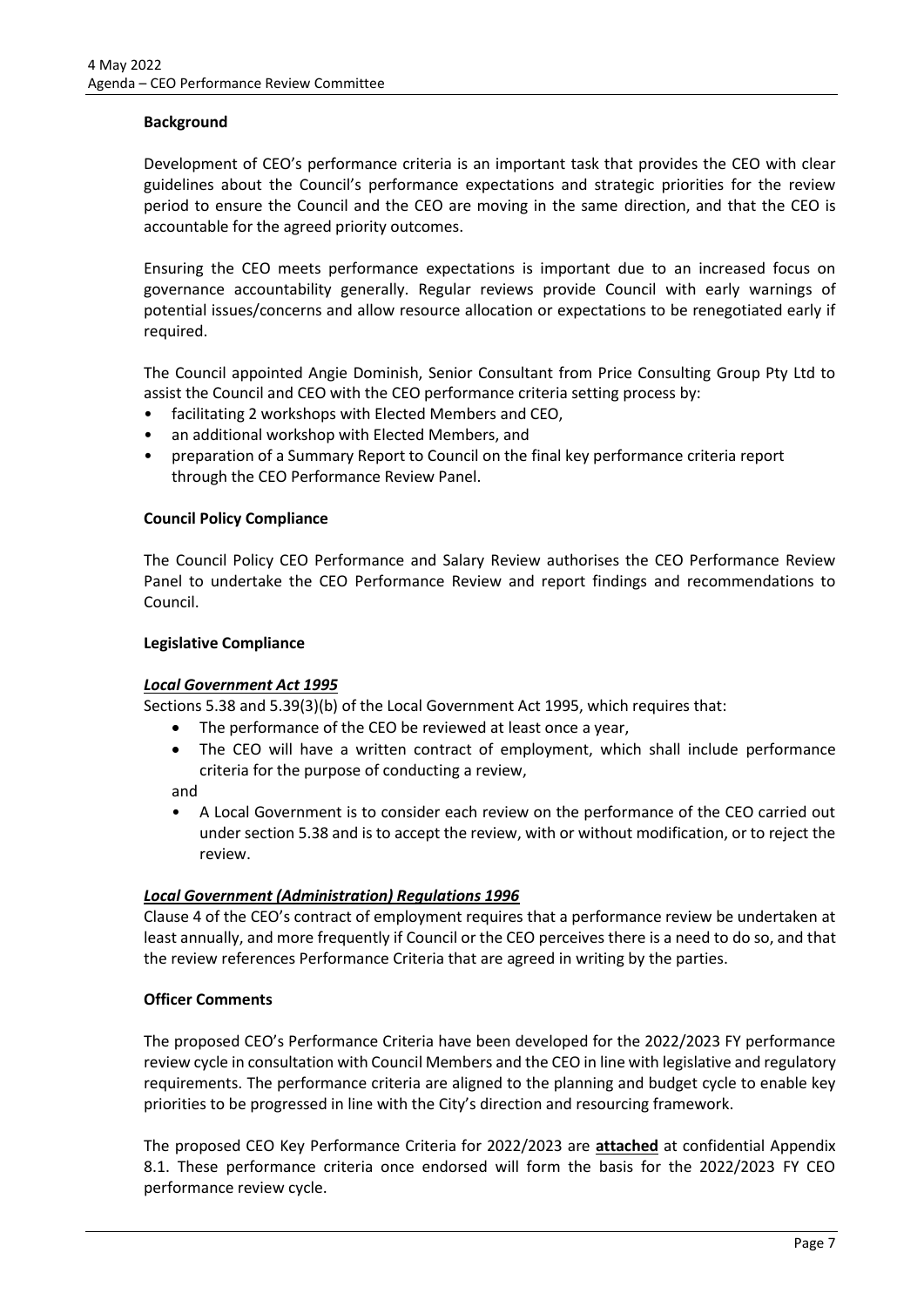**Background**

Development of CEO's performance criteria is an important task that provides the CEO with clear guidelines about the Council's performance expectations and strategic priorities for the review period to ensure the Council and the CEO are moving in the same direction, and that the CEO is accountable for the agreed priority outcomes.

Ensuring the CEO meets performance expectations is important due to an increased focus on governance accountability generally. Regular reviews provide Council with early warnings of potential issues/concerns and allow resource allocation or expectations to be renegotiated early if required.

The Council appointed Angie Dominish, Senior Consultant from Price Consulting Group Pty Ltd to assist the Council and CEO with the CEO performance criteria setting process by:

- facilitating 2 workshops with Elected Members and CEO,
- an additional workshop with Elected Members, and
- preparation of a Summary Report to Council on the final key performance criteria report through the CEO Performance Review Panel.

**Council Policy Compliance**

The Council Policy CEO Performance and Salary Review authorises the CEO Performance Review Panel to undertake the CEO Performance Review and report findings and recommendations to Council.

**Legislative Compliance**

***Local Government Act 1995***

Sections 5.38 and 5.39(3)(b) of the Local Government Act 1995, which requires that:

- The performance of the CEO be reviewed at least once a year,
- The CEO will have a written contract of employment, which shall include performance criteria for the purpose of conducting a review,

and

- A Local Government is to consider each review on the performance of the CEO carried out under section 5.38 and is to accept the review, with or without modification, or to reject the review.

***Local Government (Administration) Regulations 1996***

Clause 4 of the CEO's contract of employment requires that a performance review be undertaken at least annually, and more frequently if Council or the CEO perceives there is a need to do so, and that the review references Performance Criteria that are agreed in writing by the parties.

**Officer Comments**

The proposed CEO's Performance Criteria have been developed for the 2022/2023 FY performance review cycle in consultation with Council Members and the CEO in line with legislative and regulatory requirements. The performance criteria are aligned to the planning and budget cycle to enable key priorities to be progressed in line with the City's direction and resourcing framework.

The proposed CEO Key Performance Criteria for 2022/2023 are **attached** at confidential Appendix 8.1. These performance criteria once endorsed will form the basis for the 2022/2023 FY CEO performance review cycle.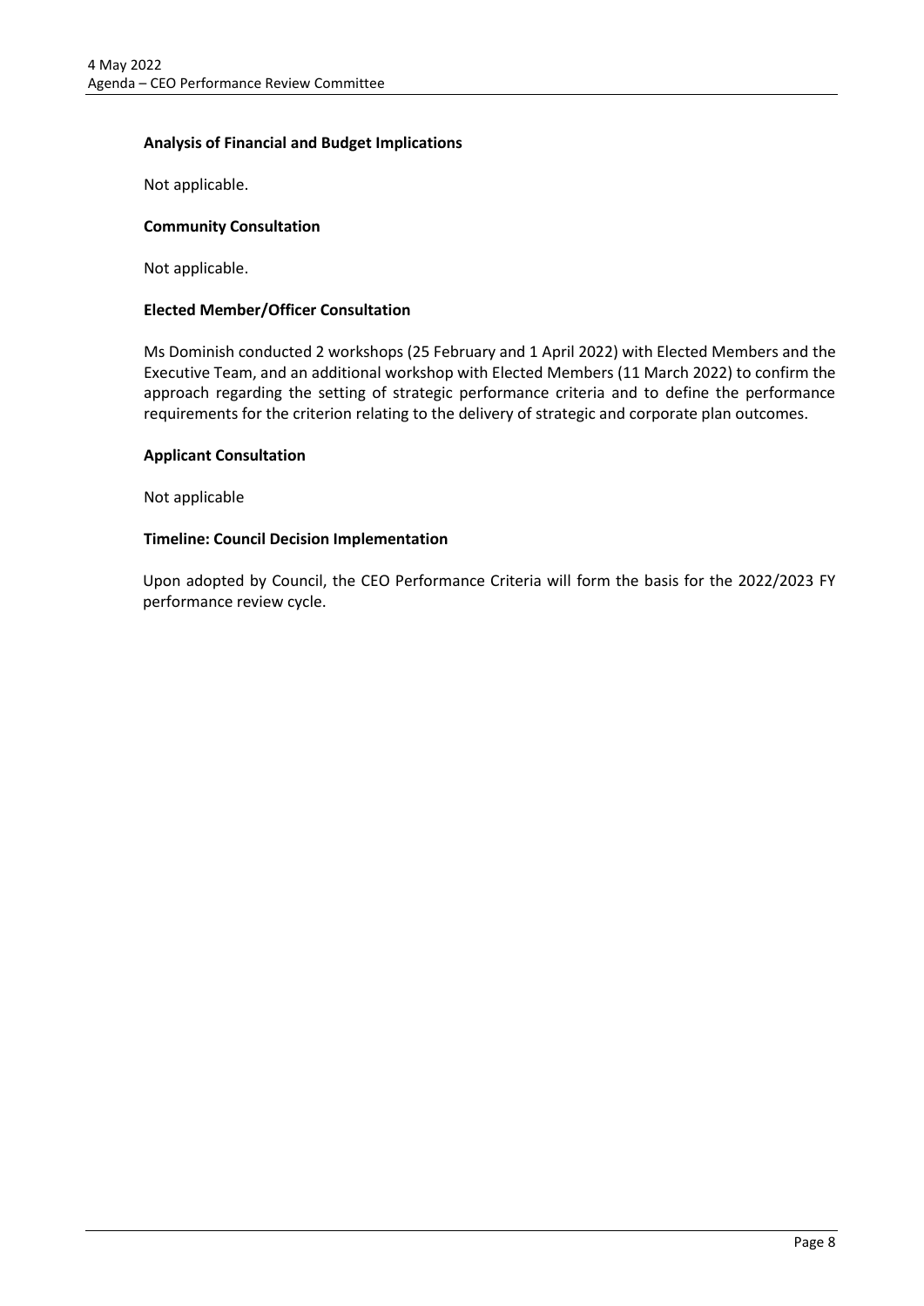**Analysis of Financial and Budget Implications**

Not applicable.

**Community Consultation**

Not applicable.

**Elected Member/Officer Consultation**

Ms Dominish conducted 2 workshops (25 February and 1 April 2022) with Elected Members and the Executive Team, and an additional workshop with Elected Members (11 March 2022) to confirm the approach regarding the setting of strategic performance criteria and to define the performance requirements for the criterion relating to the delivery of strategic and corporate plan outcomes.

**Applicant Consultation**

Not applicable

**Timeline: Council Decision Implementation**

Upon adopted by Council, the CEO Performance Criteria will form the basis for the 2022/2023 FY performance review cycle.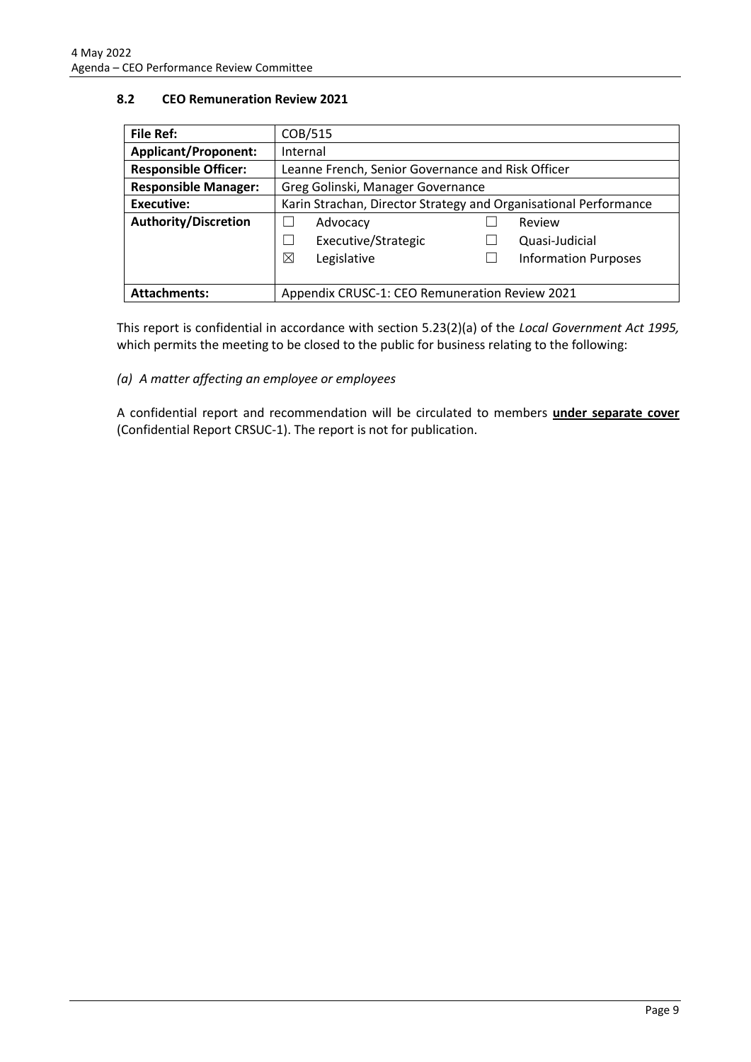### 8.2 CEO Remuneration Review 2021

| **File Ref:** | COB/515 | | |
|---|---|---|---|
| **Applicant/Proponent:** | Internal | | |
| **Responsible Officer:** | Leanne French, Senior Governance and Risk Officer | | |
| **Responsible Manager:** | Greg Golinski, Manager Governance | | |
| **Executive:** | Karin Strachan, Director Strategy and Organisational Performance | | |
| **Authority/Discretion** | ☐ Advocacy<br>☐ Executive/Strategic<br>☒ Legislative | ☐ Review<br>☐ Quasi-Judicial<br>☐ Information Purposes | |
| **Attachments:** | Appendix CRUSC-1: CEO Remuneration Review 2021 | | |

This report is confidential in accordance with section 5.23(2)(a) of the *Local Government Act 1995,* which permits the meeting to be closed to the public for business relating to the following:

*(a) A matter affecting an employee or employees*

A confidential report and recommendation will be circulated to members **under separate cover** (Confidential Report CRSUC-1). The report is not for publication.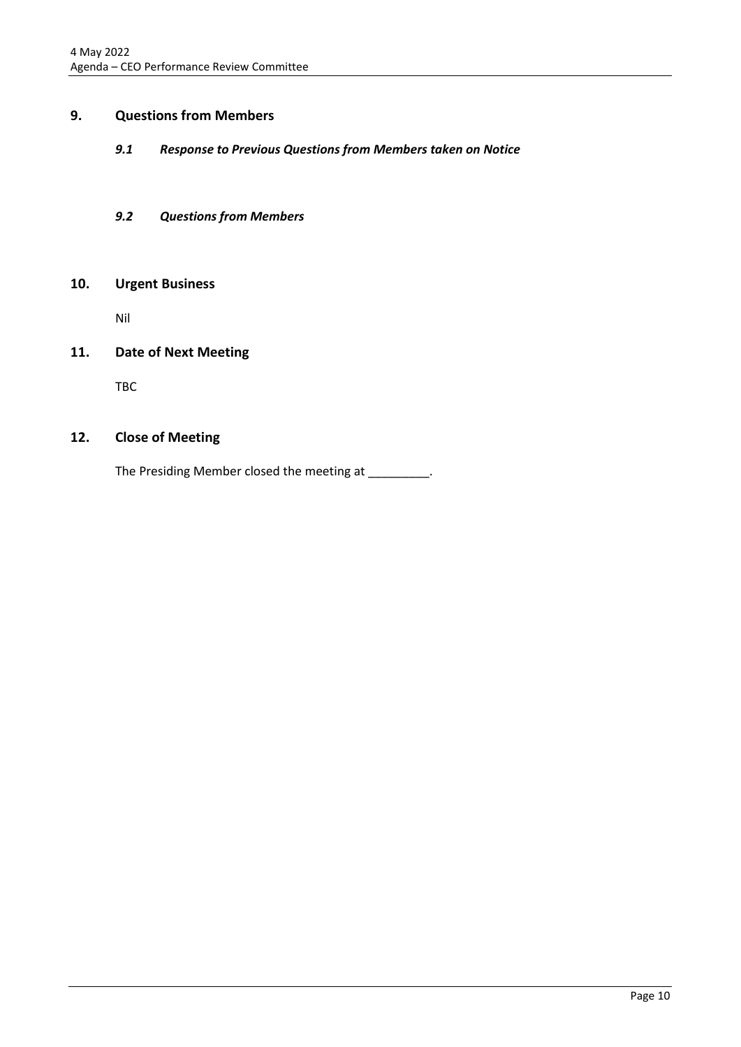## 9. Questions from Members

### *9.1 Response to Previous Questions from Members taken on Notice*

### *9.2 Questions from Members*

## 10. Urgent Business

Nil

## 11. Date of Next Meeting

TBC

## 12. Close of Meeting

The Presiding Member closed the meeting at _________.